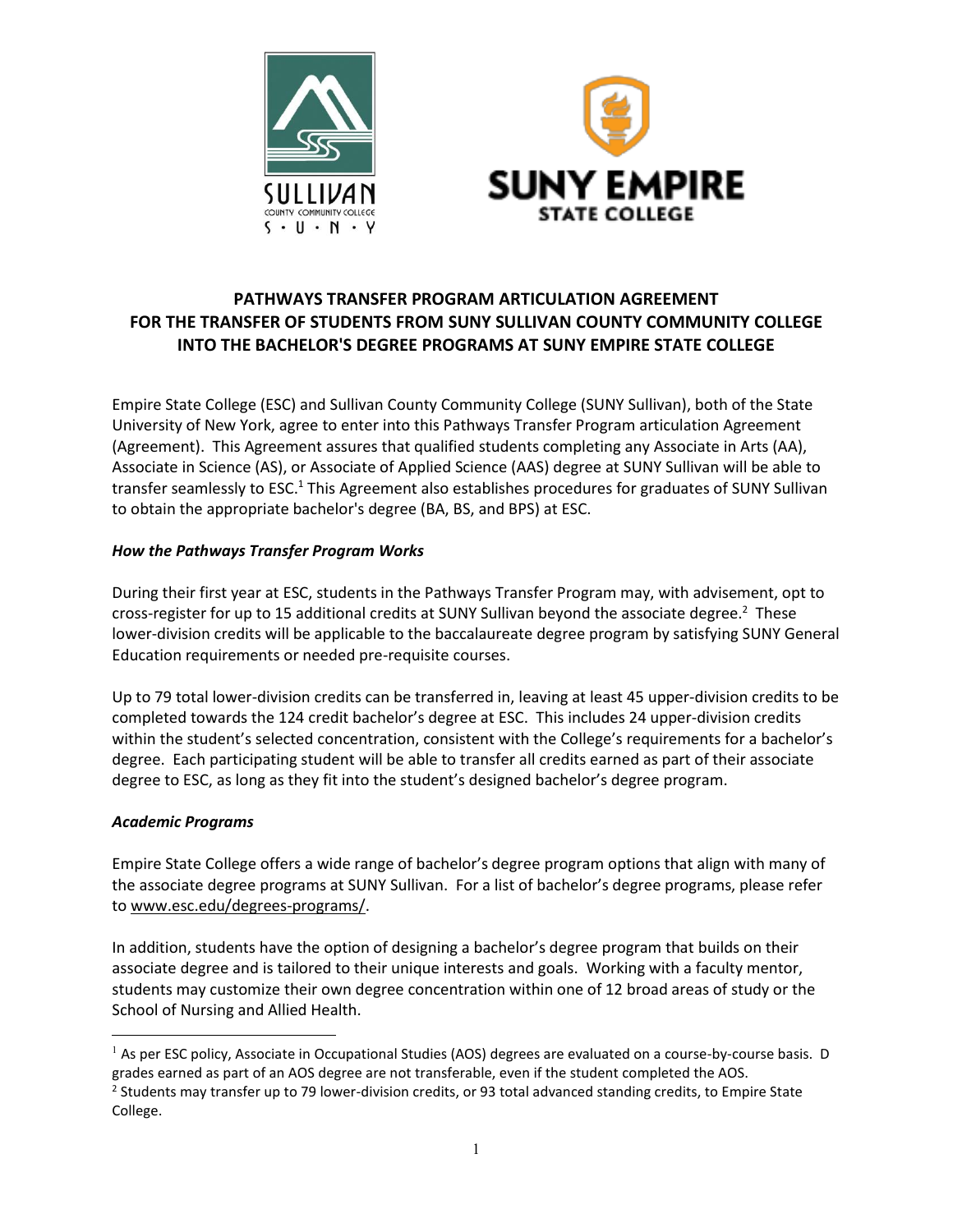# PATHWAYS TRANSFER PROGRAM ARTICULATION AGREEMENT FOR THE TRANSFER OF STUDENTS FROM SUNY SULLIVAN COUNTY COMMUNITY COLLEGE INTO THE BACHELOR'S DEGREE PROGRAMS AT SUNY EMPIRE STATE COLLEGE

Empire State College (ESC) and Sullivan County Community College (SUNY Sullivan), both of the State University of New York, agree to enter into this Pathways Transfer Program articulation Agreement (Agreement). This Agreement assures that qualified students completing any Associate in Arts (AA), Associate in Science (AS), or Associate of Applied Science (AAS) degree at SUNY Sullivan will be able to transfer seamlessly to ESC.[1] This Agreement also establishes procedures for graduates of SUNY Sullivan to obtain the appropriate bachelor's degree (BA, BS, and BPS) at ESC.

### *How the Pathways Transfer Program Works*

During their first year at ESC, students in the Pathways Transfer Program may, with advisement, opt to cross-register for up to 15 additional credits at SUNY Sullivan beyond the associate degree.[2] These lower-division credits will be applicable to the baccalaureate degree program by satisfying SUNY General Education requirements or needed pre-requisite courses.

Up to 79 total lower-division credits can be transferred in, leaving at least 45 upper-division credits to be completed towards the 124 credit bachelor's degree at ESC. This includes 24 upper-division credits within the student's selected concentration, consistent with the College's requirements for a bachelor's degree. Each participating student will be able to transfer all credits earned as part of their associate degree to ESC, as long as they fit into the student's designed bachelor's degree program.

### *Academic Programs*

Empire State College offers a wide range of bachelor's degree program options that align with many of the associate degree programs at SUNY Sullivan. For a list of bachelor's degree programs, please refer to www.esc.edu/degrees-programs/.

In addition, students have the option of designing a bachelor's degree program that builds on their associate degree and is tailored to their unique interests and goals. Working with a faculty mentor, students may customize their own degree concentration within one of 12 broad areas of study or the School of Nursing and Allied Health.

---

[1] As per ESC policy, Associate in Occupational Studies (AOS) degrees are evaluated on a course-by-course basis. D grades earned as part of an AOS degree are not transferable, even if the student completed the AOS.

[2] Students may transfer up to 79 lower-division credits, or 93 total advanced standing credits, to Empire State College.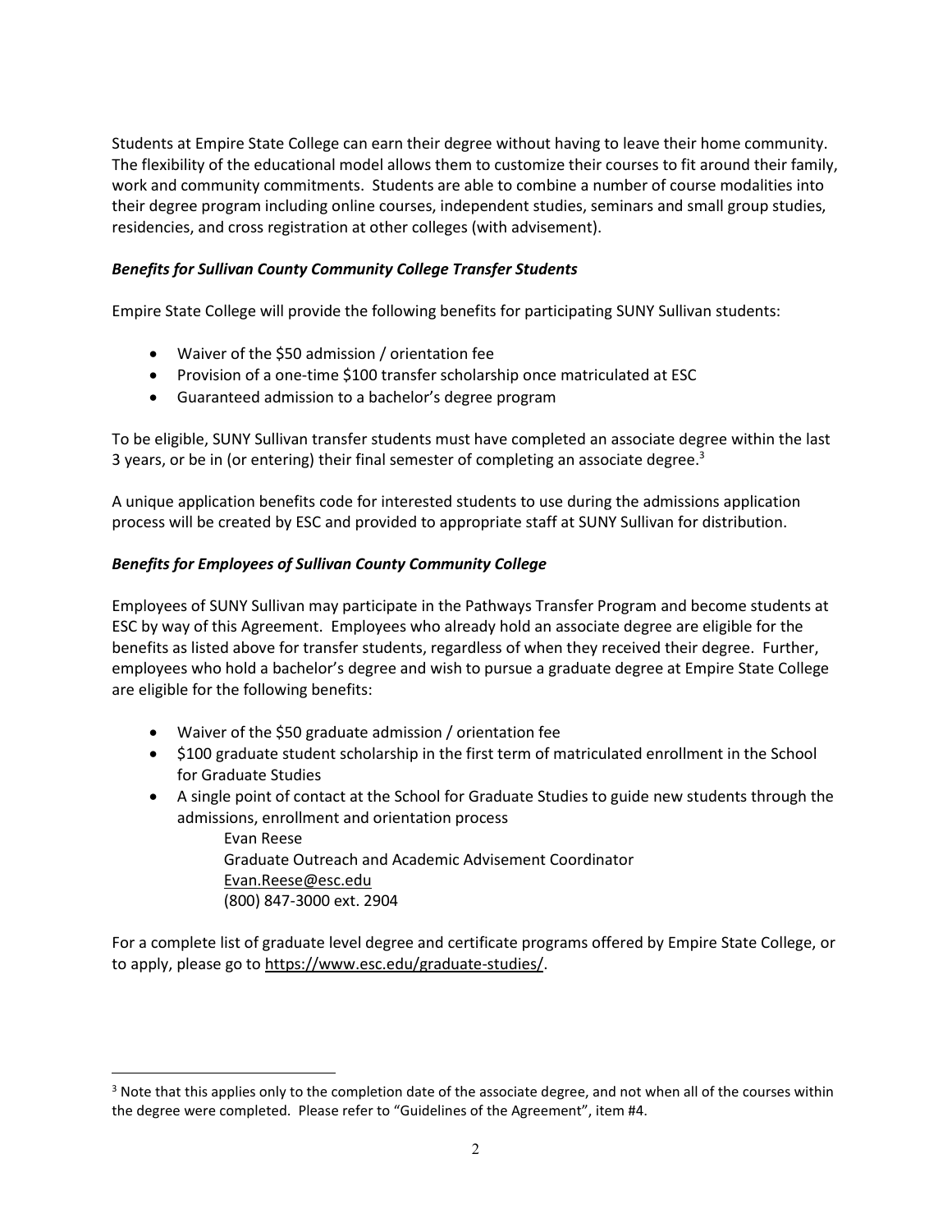Students at Empire State College can earn their degree without having to leave their home community. The flexibility of the educational model allows them to customize their courses to fit around their family, work and community commitments. Students are able to combine a number of course modalities into their degree program including online courses, independent studies, seminars and small group studies, residencies, and cross registration at other colleges (with advisement).

### *Benefits for Sullivan County Community College Transfer Students*

Empire State College will provide the following benefits for participating SUNY Sullivan students:

- Waiver of the $50 admission / orientation fee
- Provision of a one-time $100 transfer scholarship once matriculated at ESC
- Guaranteed admission to a bachelor's degree program

To be eligible, SUNY Sullivan transfer students must have completed an associate degree within the last 3 years, or be in (or entering) their final semester of completing an associate degree.[3]

A unique application benefits code for interested students to use during the admissions application process will be created by ESC and provided to appropriate staff at SUNY Sullivan for distribution.

### *Benefits for Employees of Sullivan County Community College*

Employees of SUNY Sullivan may participate in the Pathways Transfer Program and become students at ESC by way of this Agreement. Employees who already hold an associate degree are eligible for the benefits as listed above for transfer students, regardless of when they received their degree. Further, employees who hold a bachelor's degree and wish to pursue a graduate degree at Empire State College are eligible for the following benefits:

- Waiver of the $50 graduate admission / orientation fee
- $100 graduate student scholarship in the first term of matriculated enrollment in the School for Graduate Studies
- A single point of contact at the School for Graduate Studies to guide new students through the admissions, enrollment and orientation process

  Evan Reese
  Graduate Outreach and Academic Advisement Coordinator
  Evan.Reese@esc.edu
  (800) 847-3000 ext. 2904

For a complete list of graduate level degree and certificate programs offered by Empire State College, or to apply, please go to https://www.esc.edu/graduate-studies/.

---

[3] Note that this applies only to the completion date of the associate degree, and not when all of the courses within the degree were completed. Please refer to "Guidelines of the Agreement", item #4.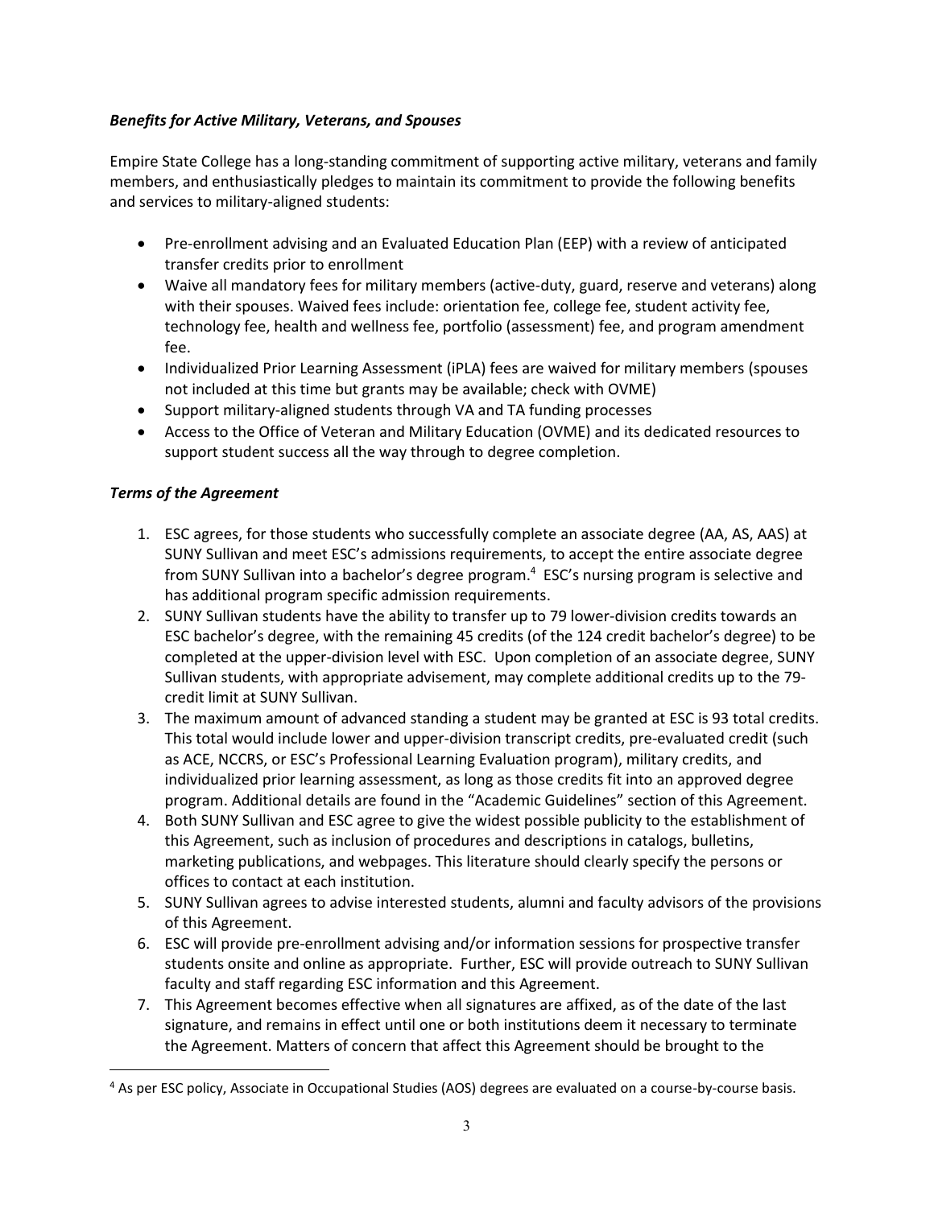***Benefits for Active Military, Veterans, and Spouses***

Empire State College has a long-standing commitment of supporting active military, veterans and family members, and enthusiastically pledges to maintain its commitment to provide the following benefits and services to military-aligned students:

- Pre-enrollment advising and an Evaluated Education Plan (EEP) with a review of anticipated transfer credits prior to enrollment
- Waive all mandatory fees for military members (active-duty, guard, reserve and veterans) along with their spouses. Waived fees include: orientation fee, college fee, student activity fee, technology fee, health and wellness fee, portfolio (assessment) fee, and program amendment fee.
- Individualized Prior Learning Assessment (iPLA) fees are waived for military members (spouses not included at this time but grants may be available; check with OVME)
- Support military-aligned students through VA and TA funding processes
- Access to the Office of Veteran and Military Education (OVME) and its dedicated resources to support student success all the way through to degree completion.

***Terms of the Agreement***

1. ESC agrees, for those students who successfully complete an associate degree (AA, AS, AAS) at SUNY Sullivan and meet ESC's admissions requirements, to accept the entire associate degree from SUNY Sullivan into a bachelor's degree program.[4] ESC's nursing program is selective and has additional program specific admission requirements.
2. SUNY Sullivan students have the ability to transfer up to 79 lower-division credits towards an ESC bachelor's degree, with the remaining 45 credits (of the 124 credit bachelor's degree) to be completed at the upper-division level with ESC. Upon completion of an associate degree, SUNY Sullivan students, with appropriate advisement, may complete additional credits up to the 79-credit limit at SUNY Sullivan.
3. The maximum amount of advanced standing a student may be granted at ESC is 93 total credits. This total would include lower and upper-division transcript credits, pre-evaluated credit (such as ACE, NCCRS, or ESC's Professional Learning Evaluation program), military credits, and individualized prior learning assessment, as long as those credits fit into an approved degree program. Additional details are found in the "Academic Guidelines" section of this Agreement.
4. Both SUNY Sullivan and ESC agree to give the widest possible publicity to the establishment of this Agreement, such as inclusion of procedures and descriptions in catalogs, bulletins, marketing publications, and webpages. This literature should clearly specify the persons or offices to contact at each institution.
5. SUNY Sullivan agrees to advise interested students, alumni and faculty advisors of the provisions of this Agreement.
6. ESC will provide pre-enrollment advising and/or information sessions for prospective transfer students onsite and online as appropriate. Further, ESC will provide outreach to SUNY Sullivan faculty and staff regarding ESC information and this Agreement.
7. This Agreement becomes effective when all signatures are affixed, as of the date of the last signature, and remains in effect until one or both institutions deem it necessary to terminate the Agreement. Matters of concern that affect this Agreement should be brought to the

[4] As per ESC policy, Associate in Occupational Studies (AOS) degrees are evaluated on a course-by-course basis.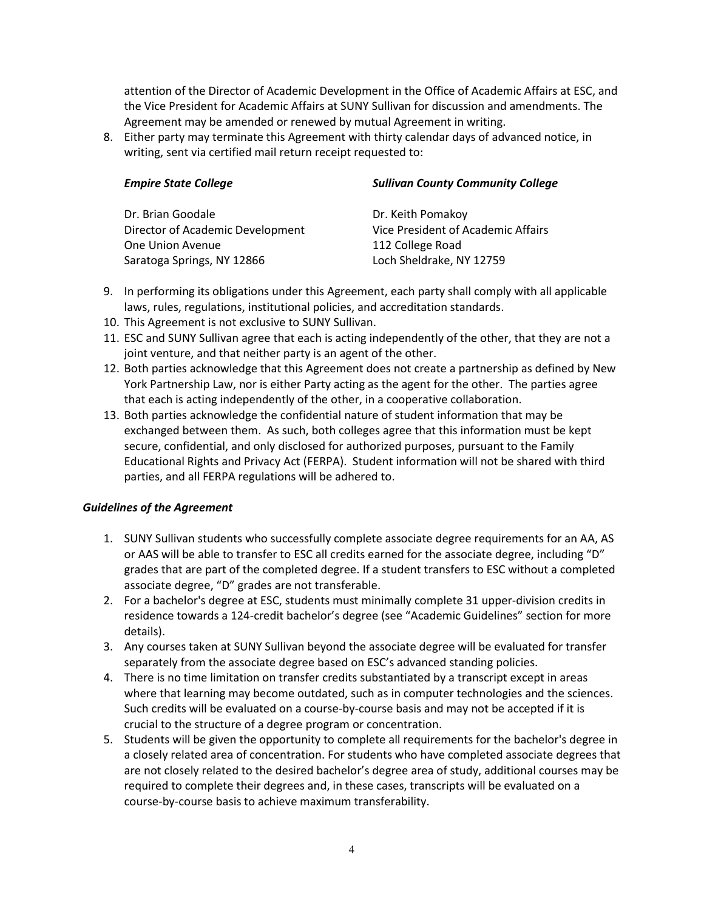attention of the Director of Academic Development in the Office of Academic Affairs at ESC, and the Vice President for Academic Affairs at SUNY Sullivan for discussion and amendments. The Agreement may be amended or renewed by mutual Agreement in writing.

8. Either party may terminate this Agreement with thirty calendar days of advanced notice, in writing, sent via certified mail return receipt requested to:

| ***Empire State College*** | ***Sullivan County Community College*** |
|---|---|
| Dr. Brian Goodale<br>Director of Academic Development<br>One Union Avenue<br>Saratoga Springs, NY 12866 | Dr. Keith Pomakoy<br>Vice President of Academic Affairs<br>112 College Road<br>Loch Sheldrake, NY 12759 |

9. In performing its obligations under this Agreement, each party shall comply with all applicable laws, rules, regulations, institutional policies, and accreditation standards.
10. This Agreement is not exclusive to SUNY Sullivan.
11. ESC and SUNY Sullivan agree that each is acting independently of the other, that they are not a joint venture, and that neither party is an agent of the other.
12. Both parties acknowledge that this Agreement does not create a partnership as defined by New York Partnership Law, nor is either Party acting as the agent for the other. The parties agree that each is acting independently of the other, in a cooperative collaboration.
13. Both parties acknowledge the confidential nature of student information that may be exchanged between them. As such, both colleges agree that this information must be kept secure, confidential, and only disclosed for authorized purposes, pursuant to the Family Educational Rights and Privacy Act (FERPA). Student information will not be shared with third parties, and all FERPA regulations will be adhered to.

***Guidelines of the Agreement***

1. SUNY Sullivan students who successfully complete associate degree requirements for an AA, AS or AAS will be able to transfer to ESC all credits earned for the associate degree, including "D" grades that are part of the completed degree. If a student transfers to ESC without a completed associate degree, "D" grades are not transferable.
2. For a bachelor's degree at ESC, students must minimally complete 31 upper-division credits in residence towards a 124-credit bachelor's degree (see "Academic Guidelines" section for more details).
3. Any courses taken at SUNY Sullivan beyond the associate degree will be evaluated for transfer separately from the associate degree based on ESC's advanced standing policies.
4. There is no time limitation on transfer credits substantiated by a transcript except in areas where that learning may become outdated, such as in computer technologies and the sciences. Such credits will be evaluated on a course-by-course basis and may not be accepted if it is crucial to the structure of a degree program or concentration.
5. Students will be given the opportunity to complete all requirements for the bachelor's degree in a closely related area of concentration. For students who have completed associate degrees that are not closely related to the desired bachelor's degree area of study, additional courses may be required to complete their degrees and, in these cases, transcripts will be evaluated on a course-by-course basis to achieve maximum transferability.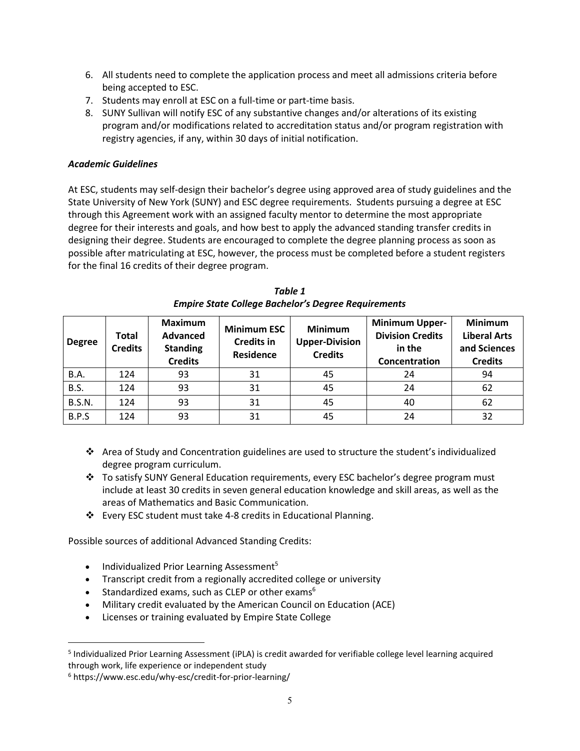6. All students need to complete the application process and meet all admissions criteria before being accepted to ESC.
7. Students may enroll at ESC on a full-time or part-time basis.
8. SUNY Sullivan will notify ESC of any substantive changes and/or alterations of its existing program and/or modifications related to accreditation status and/or program registration with registry agencies, if any, within 30 days of initial notification.

***Academic Guidelines***

At ESC, students may self-design their bachelor's degree using approved area of study guidelines and the State University of New York (SUNY) and ESC degree requirements. Students pursuing a degree at ESC through this Agreement work with an assigned faculty mentor to determine the most appropriate degree for their interests and goals, and how best to apply the advanced standing transfer credits in designing their degree. Students are encouraged to complete the degree planning process as soon as possible after matriculating at ESC, however, the process must be completed before a student registers for the final 16 credits of their degree program.

***Table 1***
***Empire State College Bachelor's Degree Requirements***

| Degree | Total Credits | Maximum Advanced Standing Credits | Minimum ESC Credits in Residence | Minimum Upper-Division Credits | Minimum Upper-Division Credits in the Concentration | Minimum Liberal Arts and Sciences Credits |
|---|---|---|---|---|---|---|
| B.A. | 124 | 93 | 31 | 45 | 24 | 94 |
| B.S. | 124 | 93 | 31 | 45 | 24 | 62 |
| B.S.N. | 124 | 93 | 31 | 45 | 40 | 62 |
| B.P.S | 124 | 93 | 31 | 45 | 24 | 32 |

- Area of Study and Concentration guidelines are used to structure the student's individualized degree program curriculum.
- To satisfy SUNY General Education requirements, every ESC bachelor's degree program must include at least 30 credits in seven general education knowledge and skill areas, as well as the areas of Mathematics and Basic Communication.
- Every ESC student must take 4-8 credits in Educational Planning.

Possible sources of additional Advanced Standing Credits:

- Individualized Prior Learning Assessment[5]
- Transcript credit from a regionally accredited college or university
- Standardized exams, such as CLEP or other exams[6]
- Military credit evaluated by the American Council on Education (ACE)
- Licenses or training evaluated by Empire State College

[5] Individualized Prior Learning Assessment (iPLA) is credit awarded for verifiable college level learning acquired through work, life experience or independent study

[6] https://www.esc.edu/why-esc/credit-for-prior-learning/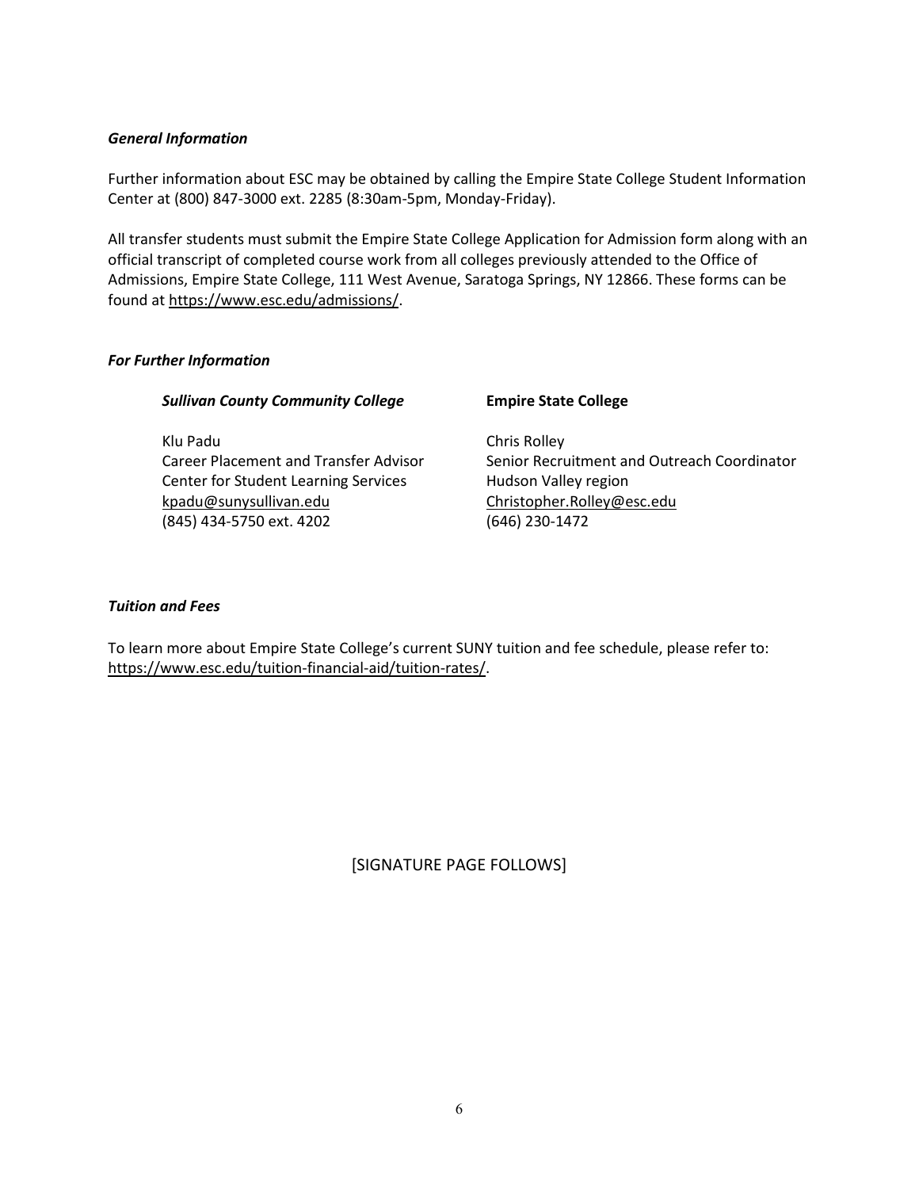### *General Information*

Further information about ESC may be obtained by calling the Empire State College Student Information Center at (800) 847-3000 ext. 2285 (8:30am-5pm, Monday-Friday).

All transfer students must submit the Empire State College Application for Admission form along with an official transcript of completed course work from all colleges previously attended to the Office of Admissions, Empire State College, 111 West Avenue, Saratoga Springs, NY 12866. These forms can be found at https://www.esc.edu/admissions/.

### *For Further Information*

***Sullivan County Community College***

Klu Padu
Career Placement and Transfer Advisor
Center for Student Learning Services
kpadu@sunysullivan.edu
(845) 434-5750 ext. 4202

**Empire State College**

Chris Rolley
Senior Recruitment and Outreach Coordinator
Hudson Valley region
Christopher.Rolley@esc.edu
(646) 230-1472

### *Tuition and Fees*

To learn more about Empire State College's current SUNY tuition and fee schedule, please refer to: https://www.esc.edu/tuition-financial-aid/tuition-rates/.

[SIGNATURE PAGE FOLLOWS]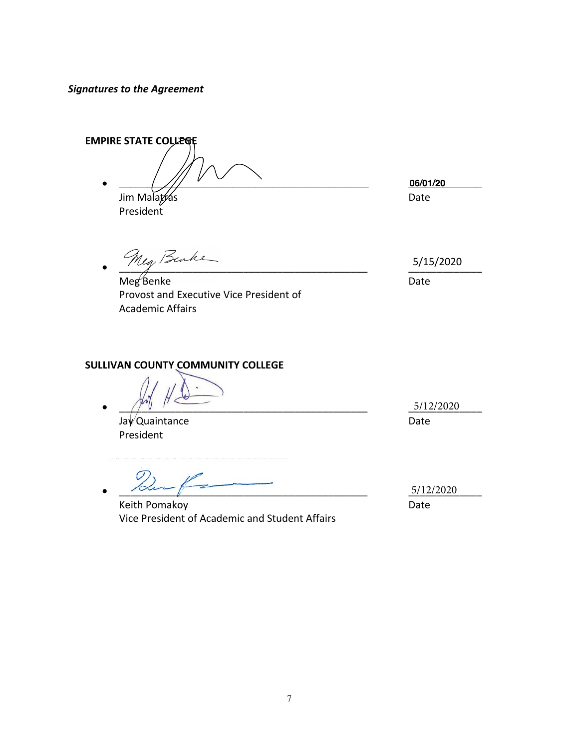***Signatures to the Agreement***

**EMPIRE STATE COLLEGE**

- ______________________________________________ 06/01/20
  Jim Malatras Date
  President

- ______________________________________________ 5/15/2020
  Meg Benke Date
  Provost and Executive Vice President of
  Academic Affairs

**SULLIVAN COUNTY COMMUNITY COLLEGE**

- ______________________________________________ 5/12/2020
  Jay Quaintance Date
  President

- ______________________________________________ 5/12/2020
  Keith Pomakoy Date
  Vice President of Academic and Student Affairs